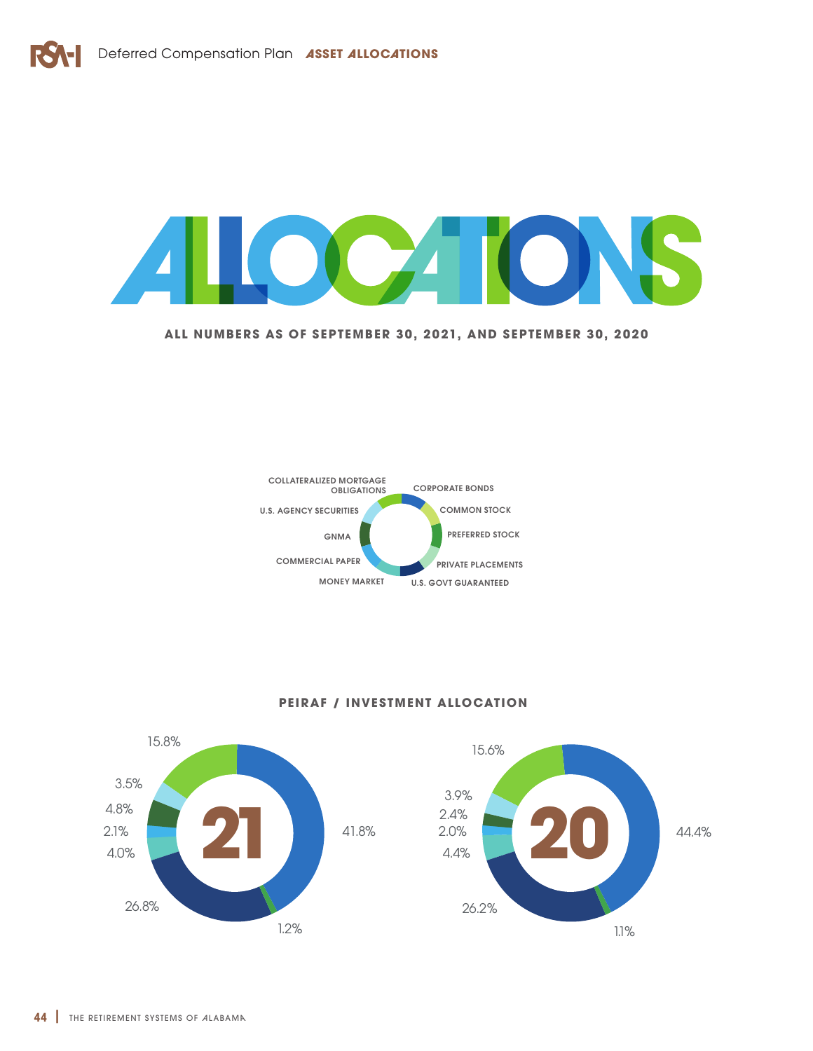# ALLOCATIONS

**ALL NUMBERS AS OF SEPTEMBER 30, 2021, AND SEPTEMBER 30, 2020**

COLLATERALIZED MORTGAGE OBLIGATIONS
CORPORATE BONDS
U.S. AGENCY SECURITIES
COMMON STOCK
GNMA
PREFERRED STOCK
COMMERCIAL PAPER
PRIVATE PLACEMENTS
MONEY MARKET
U.S. GOVT GUARANTEED

## PEIRAF / INVESTMENT ALLOCATION

**21**

15.8%
3.5%
4.8%
2.1%
4.0%
26.8%
1.2%
41.8%

**20**

15.6%
3.9%
2.4%
2.0%
4.4%
26.2%
1.1%
44.4%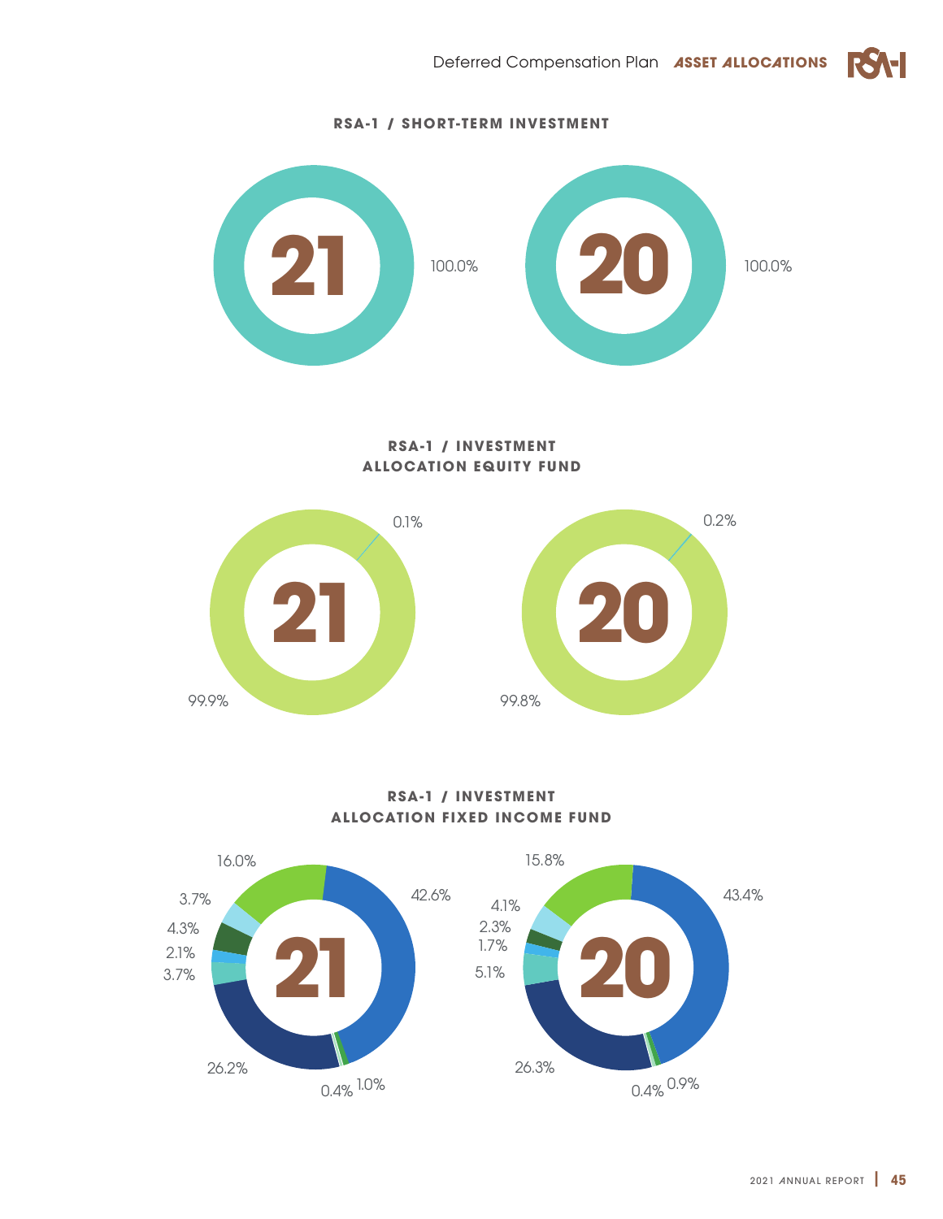## RSA-1 / SHORT-TERM INVESTMENT

21

100.0%

20

100.0%

## RSA-1 / INVESTMENT ALLOCATION EQUITY FUND

21

0.1%

99.9%

20

0.2%

99.8%

## RSA-1 / INVESTMENT ALLOCATION FIXED INCOME FUND

21

16.0%

3.7%

4.3%

2.1%

3.7%

26.2%

0.4%

1.0%

42.6%

20

15.8%

4.1%

2.3%

1.7%

5.1%

26.3%

0.4%

0.9%

43.4%